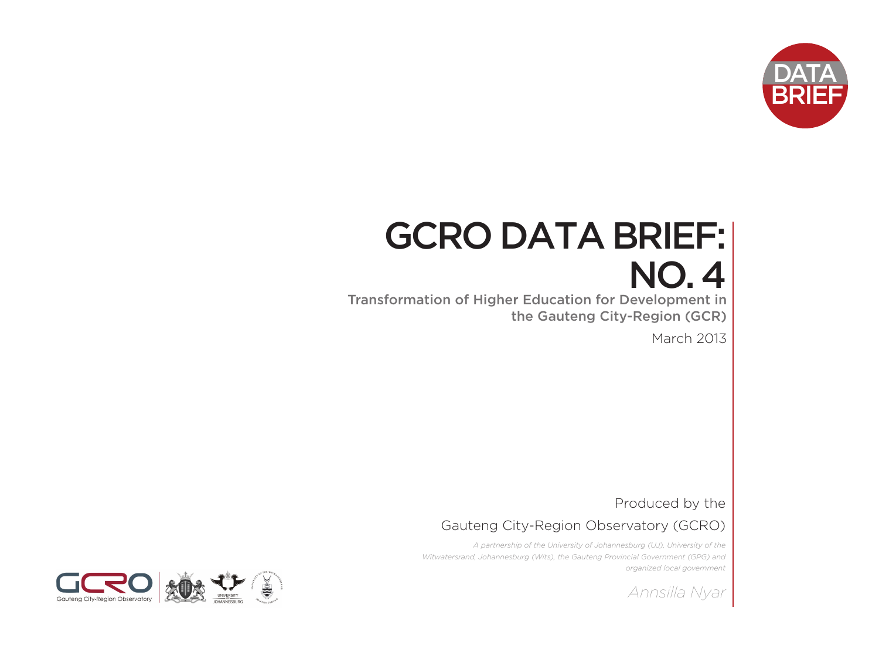DATA BRIEF

# GCRO DATA BRIEF: NO. 4

## Transformation of Higher Education for Development in the Gauteng City-Region (GCR)

March 2013

Produced by the

Gauteng City-Region Observatory (GCRO)

*A partnership of the University of Johannesburg (UJ), University of the Witwatersrand, Johannesburg (Wits), the Gauteng Provincial Government (GPG) and organized local government*

*Annsilla Nyar*

Gauteng City-Region Observatory

UNIVERSITY OF JOHANNESBURG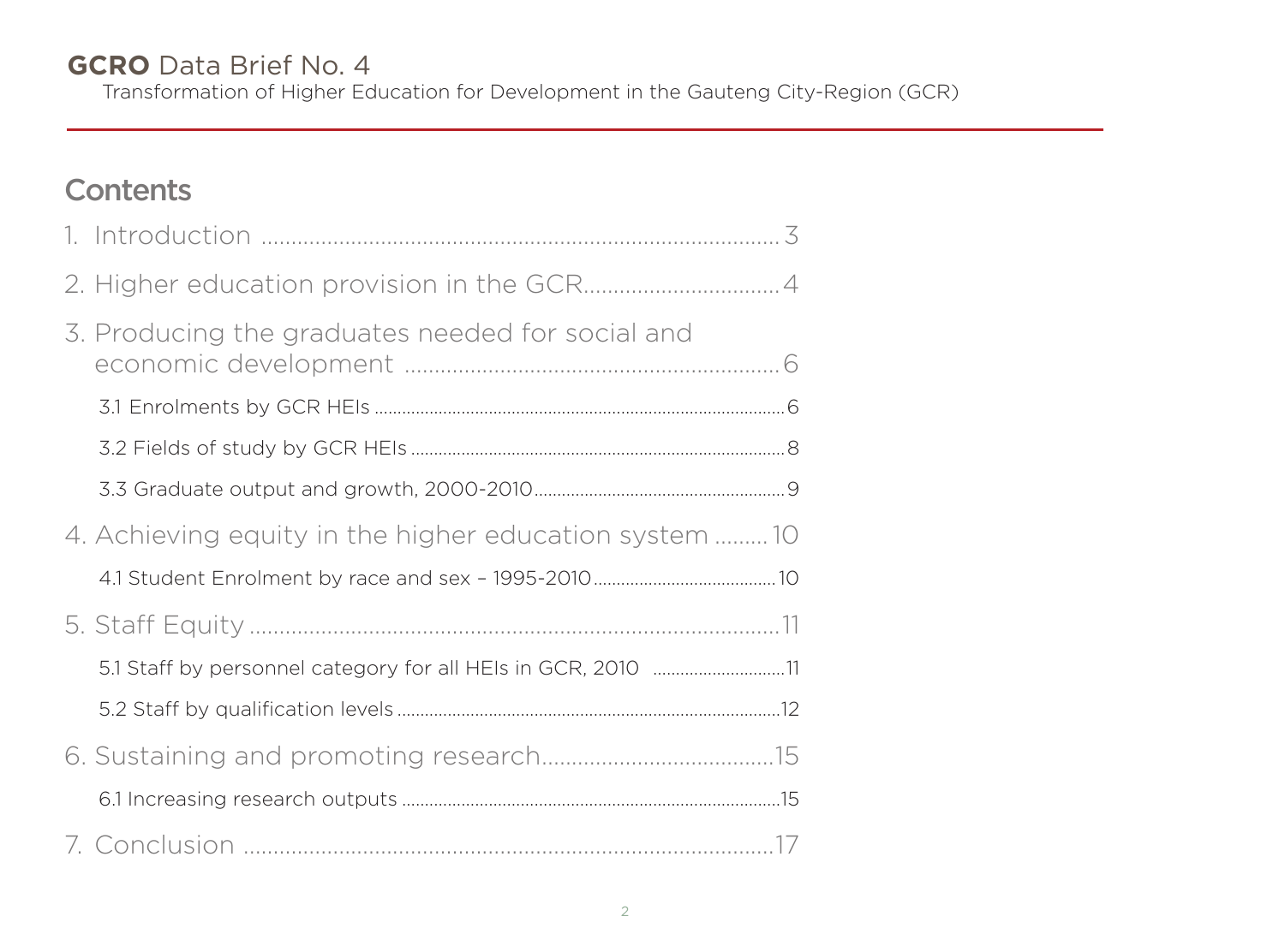## Contents

1. Introduction .......................................................................................... 3
2. Higher education provision in the GCR................................. 4
3. Producing the graduates needed for social and economic development .............................................................. 6
   - 3.1 Enrolments by GCR HEIs .......................................................................................... 6
   - 3.2 Fields of study by GCR HEIs ................................................................................... 8
   - 3.3 Graduate output and growth, 2000-2010....................................................... 9
4. Achieving equity in the higher education system ......... 10
   - 4.1 Student Enrolment by race and sex – 1995-2010........................................ 10
5. Staff Equity .......................................................................................... 11
   - 5.1 Staff by personnel category for all HEIs in GCR, 2010 ............................. 11
   - 5.2 Staff by qualification levels ........................................................................................ 12
6. Sustaining and promoting research....................................... 15
   - 6.1 Increasing research outputs ................................................................................... 15
7. Conclusion .......................................................................................... 17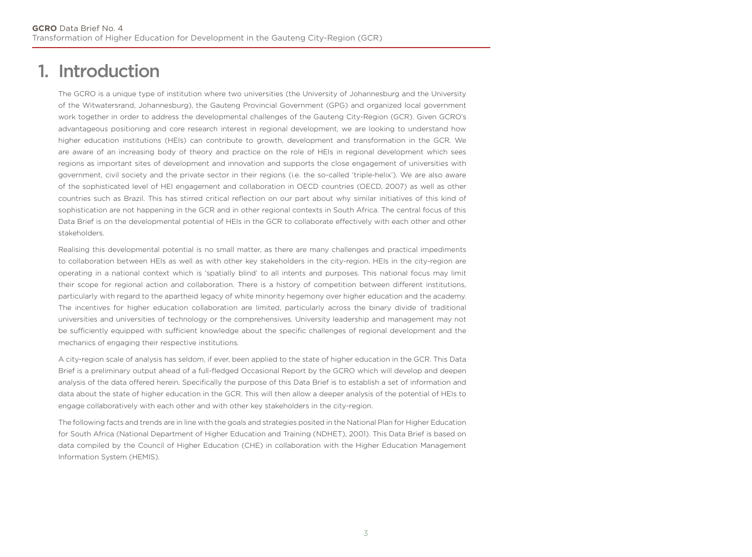# 1. Introduction

The GCRO is a unique type of institution where two universities (the University of Johannesburg and the University of the Witwatersrand, Johannesburg), the Gauteng Provincial Government (GPG) and organized local government work together in order to address the developmental challenges of the Gauteng City-Region (GCR). Given GCRO's advantageous positioning and core research interest in regional development, we are looking to understand how higher education institutions (HEIs) can contribute to growth, development and transformation in the GCR. We are aware of an increasing body of theory and practice on the role of HEIs in regional development which sees regions as important sites of development and innovation and supports the close engagement of universities with government, civil society and the private sector in their regions (i.e. the so-called 'triple-helix'). We are also aware of the sophisticated level of HEI engagement and collaboration in OECD countries (OECD, 2007) as well as other countries such as Brazil. This has stirred critical reflection on our part about why similar initiatives of this kind of sophistication are not happening in the GCR and in other regional contexts in South Africa. The central focus of this Data Brief is on the developmental potential of HEIs in the GCR to collaborate effectively with each other and other stakeholders.

Realising this developmental potential is no small matter, as there are many challenges and practical impediments to collaboration between HEIs as well as with other key stakeholders in the city-region. HEIs in the city-region are operating in a national context which is 'spatially blind' to all intents and purposes. This national focus may limit their scope for regional action and collaboration. There is a history of competition between different institutions, particularly with regard to the apartheid legacy of white minority hegemony over higher education and the academy. The incentives for higher education collaboration are limited, particularly across the binary divide of traditional universities and universities of technology or the comprehensives. University leadership and management may not be sufficiently equipped with sufficient knowledge about the specific challenges of regional development and the mechanics of engaging their respective institutions.

A city-region scale of analysis has seldom, if ever, been applied to the state of higher education in the GCR. This Data Brief is a preliminary output ahead of a full-fledged Occasional Report by the GCRO which will develop and deepen analysis of the data offered herein. Specifically the purpose of this Data Brief is to establish a set of information and data about the state of higher education in the GCR. This will then allow a deeper analysis of the potential of HEIs to engage collaboratively with each other and with other key stakeholders in the city-region.

The following facts and trends are in line with the goals and strategies posited in the National Plan for Higher Education for South Africa (National Department of Higher Education and Training (NDHET), 2001). This Data Brief is based on data compiled by the Council of Higher Education (CHE) in collaboration with the Higher Education Management Information System (HEMIS).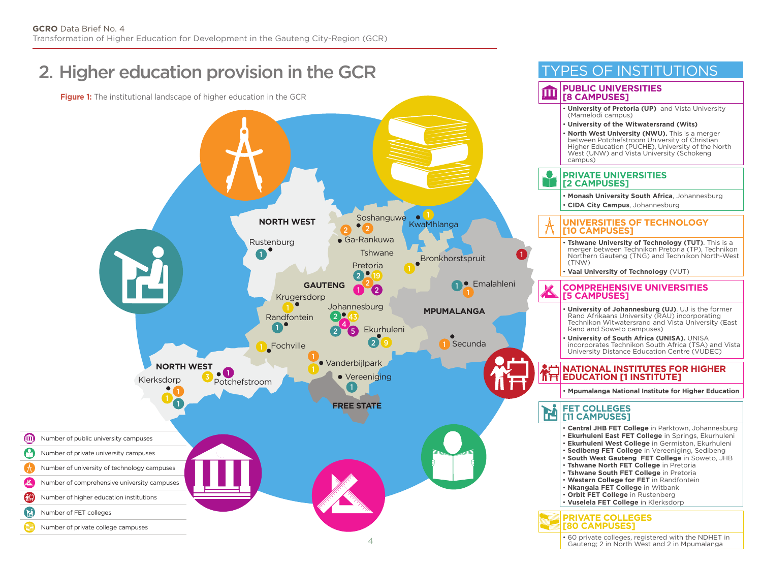## 2. Higher education provision in the GCR

**Figure 1:** The institutional landscape of higher education in the GCR

- Number of public university campuses
- Number of private university campuses
- Number of university of technology campuses
- Number of comprehensive university campuses
- Number of higher education institutions
- Number of FET colleges
- Number of private college campuses

## TYPES OF INSTITUTIONS

### PUBLIC UNIVERSITIES [8 CAMPUSES]

- **University of Pretoria (UP)** and Vista University (Mamelodi campus)
- **University of the Witwatersrand (Wits)**
- **North West University (NWU).** This is a merger between Potchefstroom University of Christian Higher Education (PUCHE), University of the North West (UNW) and Vista University (Schokeng campus)

### PRIVATE UNIVERSITIES [2 CAMPUSES]

- **Monash University South Africa**, Johannesburg
- **CIDA City Campus**, Johannesburg

### UNIVERSITIES OF TECHNOLOGY [10 CAMPUSES]

- **Tshwane University of Technology (TUT)**. This is a merger between Technikon Pretoria (TP), Technikon Northern Gauteng (TNG) and Technikon North-West (TNW)
- **Vaal University of Technology** (VUT)

### COMPREHENSIVE UNIVERSITIES [5 CAMPUSES]

- **University of Johannesburg (UJ)**. UJ is the former Rand Afrikaans University (RAU) incorporating Technikon Witwatersrand and Vista University (East Rand and Soweto campuses)
- **University of South Africa (UNISA).** UNISA incorporates Technikon South Africa (TSA) and Vista University Distance Education Centre (VUDEC)

### NATIONAL INSTITUTES FOR HIGHER EDUCATION [1 INSTITUTE]

- **Mpumalanga National Institute for Higher Education**

### FET COLLEGES [11 CAMPUSES]

- **Central JHB FET College** in Parktown, Johannesburg
- **Ekurhuleni East FET College** in Springs, Ekurhuleni
- **Ekurhuleni West College** in Germiston, Ekurhuleni
- **Sedibeng FET College** in Vereeniging, Sedibeng
- **South West Gauteng FET College** in Soweto, JHB
- **Tshwane North FET College** in Pretoria
- **Tshwane South FET College** in Pretoria
- **Western College for FET** in Randfontein
- **Nkangala FET College** in Witbank
- **Orbit FET College** in Rustenberg
- **Vuselela FET College** in Klerksdorp

### PRIVATE COLLEGES [80 CAMPUSES]

- 60 private colleges, registered with the NDHET in Gauteng; 2 in North West and 2 in Mpumalanga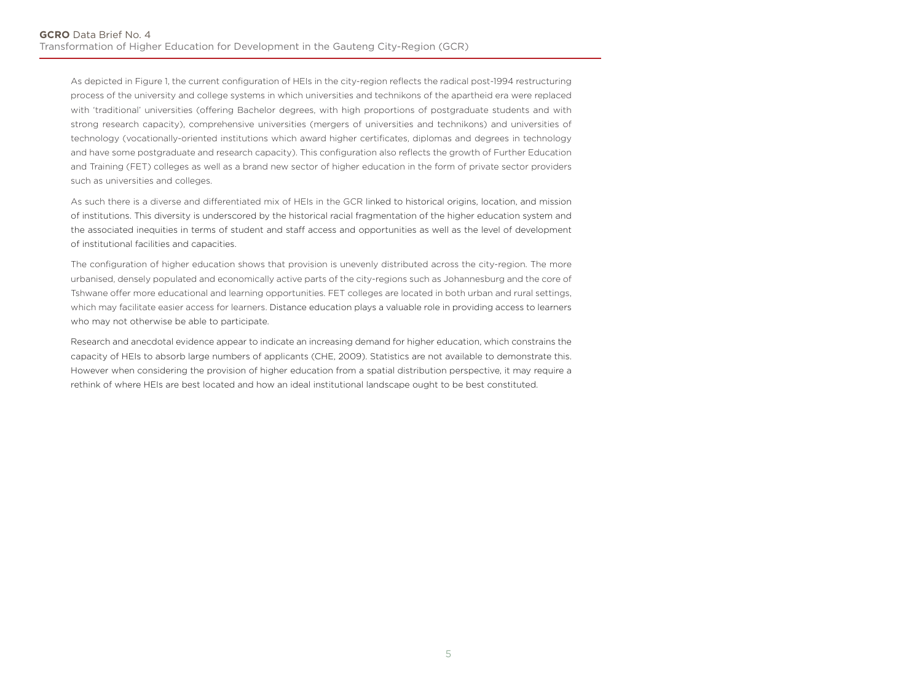As depicted in Figure 1, the current configuration of HEIs in the city-region reflects the radical post-1994 restructuring process of the university and college systems in which universities and technikons of the apartheid era were replaced with 'traditional' universities (offering Bachelor degrees, with high proportions of postgraduate students and with strong research capacity), comprehensive universities (mergers of universities and technikons) and universities of technology (vocationally-oriented institutions which award higher certificates, diplomas and degrees in technology and have some postgraduate and research capacity). This configuration also reflects the growth of Further Education and Training (FET) colleges as well as a brand new sector of higher education in the form of private sector providers such as universities and colleges.

As such there is a diverse and differentiated mix of HEIs in the GCR linked to historical origins, location, and mission of institutions. This diversity is underscored by the historical racial fragmentation of the higher education system and the associated inequities in terms of student and staff access and opportunities as well as the level of development of institutional facilities and capacities.

The configuration of higher education shows that provision is unevenly distributed across the city-region. The more urbanised, densely populated and economically active parts of the city-regions such as Johannesburg and the core of Tshwane offer more educational and learning opportunities. FET colleges are located in both urban and rural settings, which may facilitate easier access for learners. Distance education plays a valuable role in providing access to learners who may not otherwise be able to participate.

Research and anecdotal evidence appear to indicate an increasing demand for higher education, which constrains the capacity of HEIs to absorb large numbers of applicants (CHE, 2009). Statistics are not available to demonstrate this. However when considering the provision of higher education from a spatial distribution perspective, it may require a rethink of where HEIs are best located and how an ideal institutional landscape ought to be best constituted.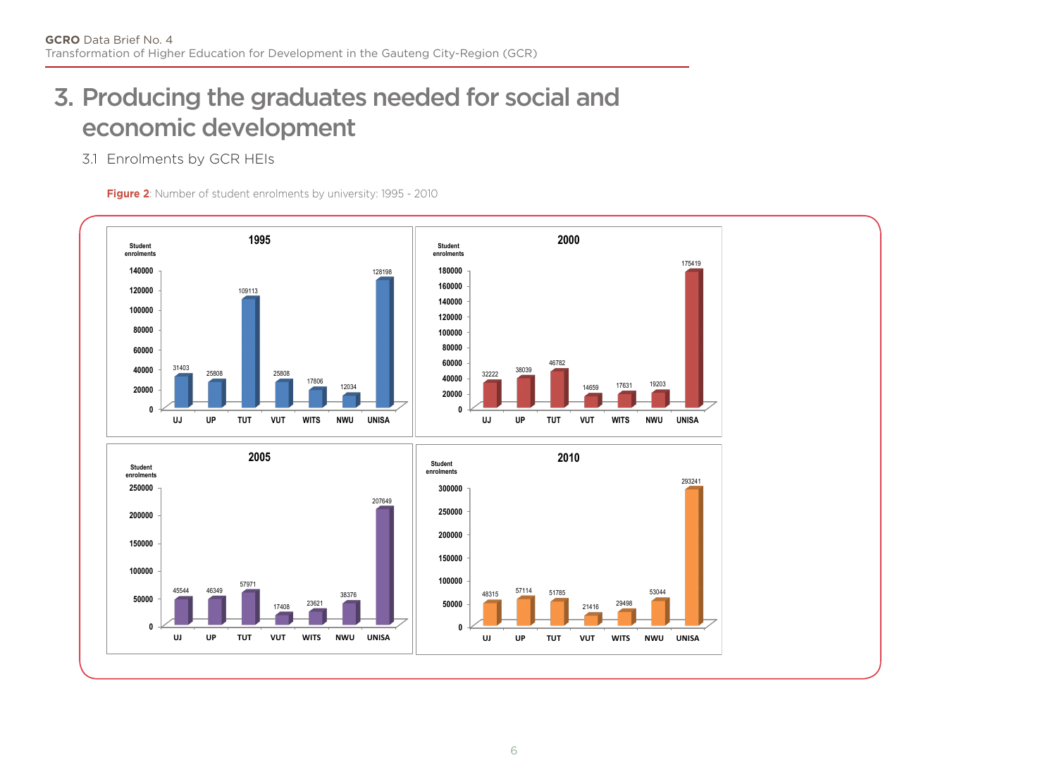# 3. Producing the graduates needed for social and economic development

## 3.1 Enrolments by GCR HEIs

**Figure 2**: Number of student enrolments by university: 1995 - 2010

| Student enrolments | UJ | UP | TUT | VUT | WITS | NWU | UNISA |
|---|---|---|---|---|---|---|---|
| 1995 | 31403 | 25808 | 109113 | 25808 | 17806 | 12034 | 128198 |
| 2000 | 32222 | 38039 | 46782 | 14659 | 17631 | 19203 | 175419 |
| 2005 | 45544 | 46349 | 57971 | 17408 | 23621 | 38376 | 207649 |
| 2010 | 48315 | 57114 | 51785 | 21416 | 29498 | 53044 | 293241 |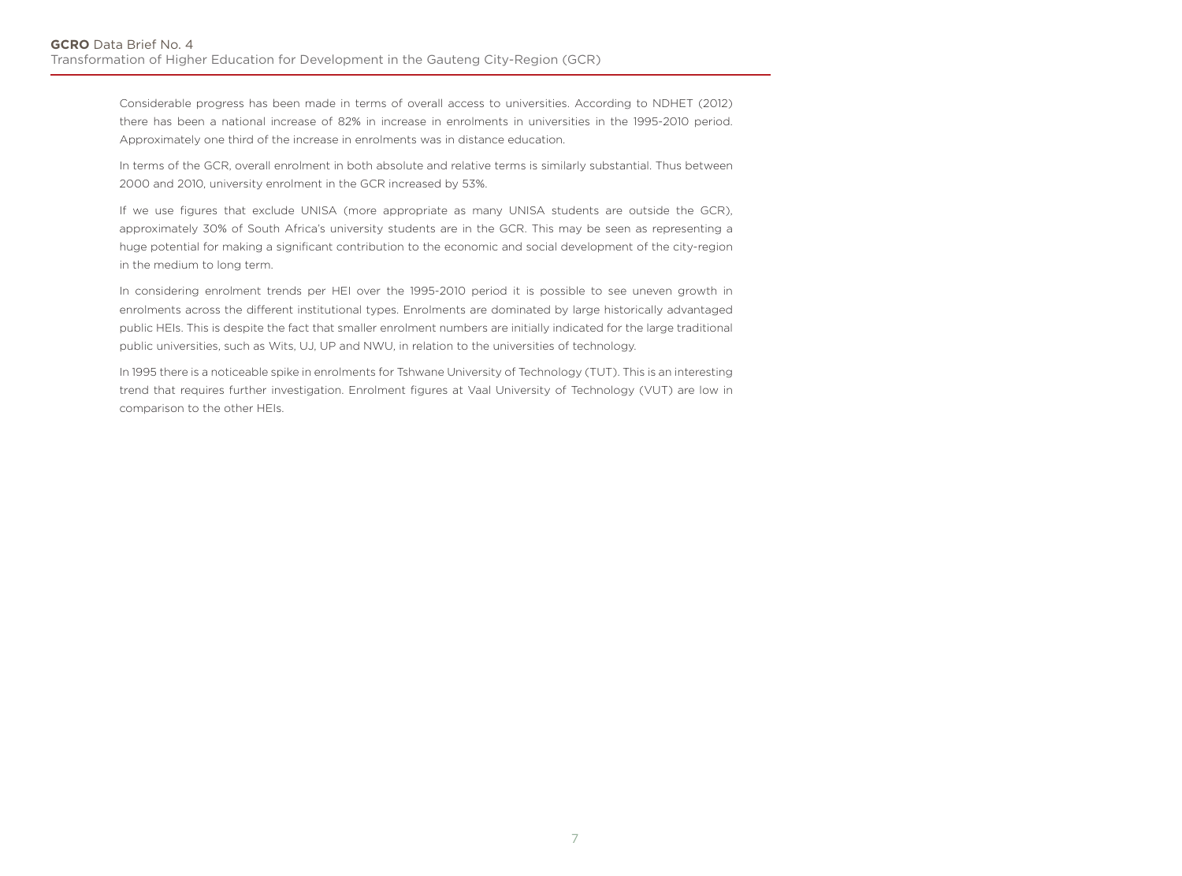Considerable progress has been made in terms of overall access to universities. According to NDHET (2012) there has been a national increase of 82% in increase in enrolments in universities in the 1995-2010 period. Approximately one third of the increase in enrolments was in distance education.

In terms of the GCR, overall enrolment in both absolute and relative terms is similarly substantial. Thus between 2000 and 2010, university enrolment in the GCR increased by 53%.

If we use figures that exclude UNISA (more appropriate as many UNISA students are outside the GCR), approximately 30% of South Africa's university students are in the GCR. This may be seen as representing a huge potential for making a significant contribution to the economic and social development of the city-region in the medium to long term.

In considering enrolment trends per HEI over the 1995-2010 period it is possible to see uneven growth in enrolments across the different institutional types. Enrolments are dominated by large historically advantaged public HEIs. This is despite the fact that smaller enrolment numbers are initially indicated for the large traditional public universities, such as Wits, UJ, UP and NWU, in relation to the universities of technology.

In 1995 there is a noticeable spike in enrolments for Tshwane University of Technology (TUT). This is an interesting trend that requires further investigation. Enrolment figures at Vaal University of Technology (VUT) are low in comparison to the other HEIs.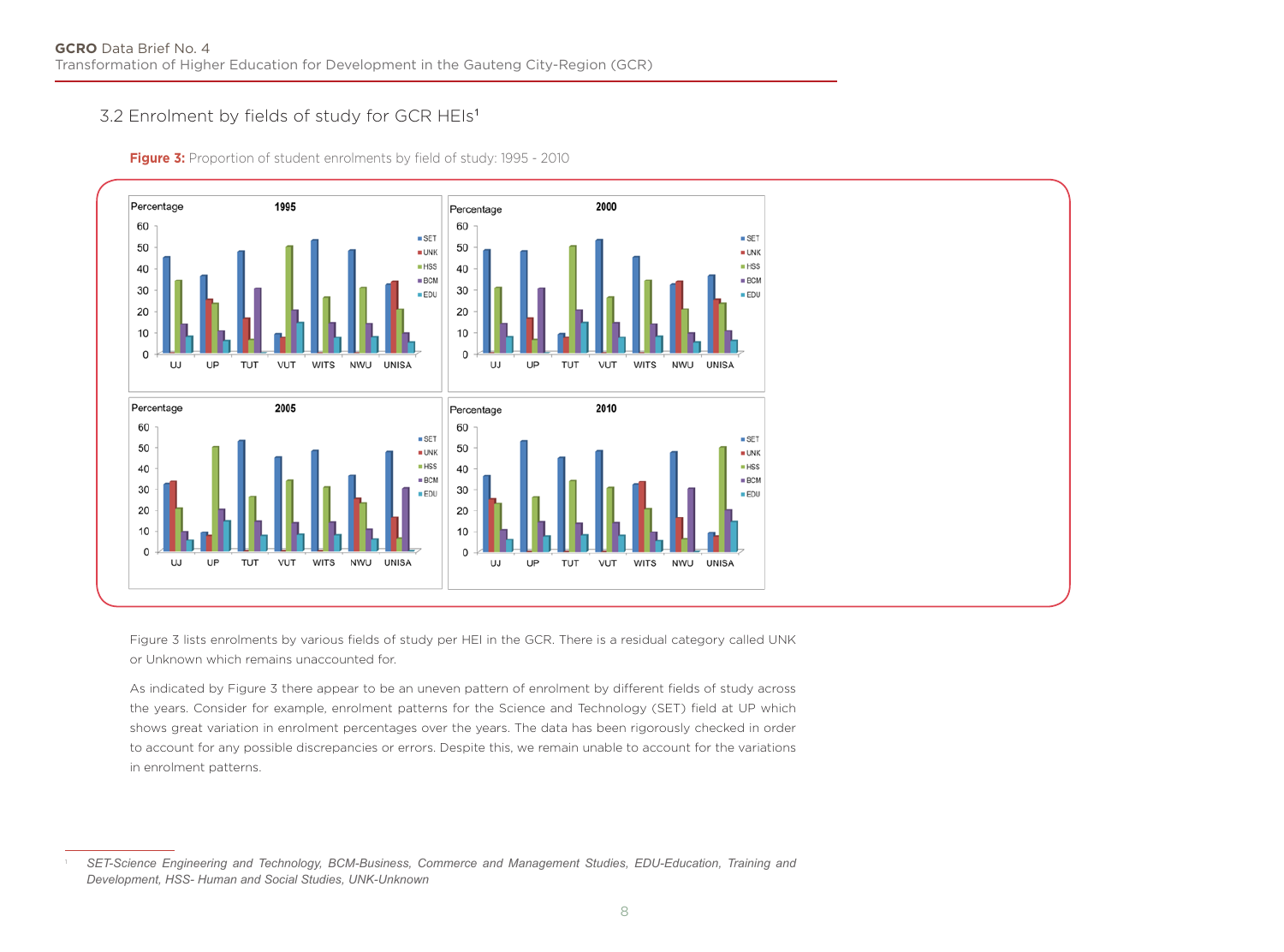## 3.2 Enrolment by fields of study for GCR HEIs[1]

**Figure 3:** Proportion of student enrolments by field of study: 1995 - 2010

Figure 3 lists enrolments by various fields of study per HEI in the GCR. There is a residual category called UNK or Unknown which remains unaccounted for.

As indicated by Figure 3 there appear to be an uneven pattern of enrolment by different fields of study across the years. Consider for example, enrolment patterns for the Science and Technology (SET) field at UP which shows great variation in enrolment percentages over the years. The data has been rigorously checked in order to account for any possible discrepancies or errors. Despite this, we remain unable to account for the variations in enrolment patterns.

---

[1] *SET-Science Engineering and Technology, BCM-Business, Commerce and Management Studies, EDU-Education, Training and Development, HSS- Human and Social Studies, UNK-Unknown*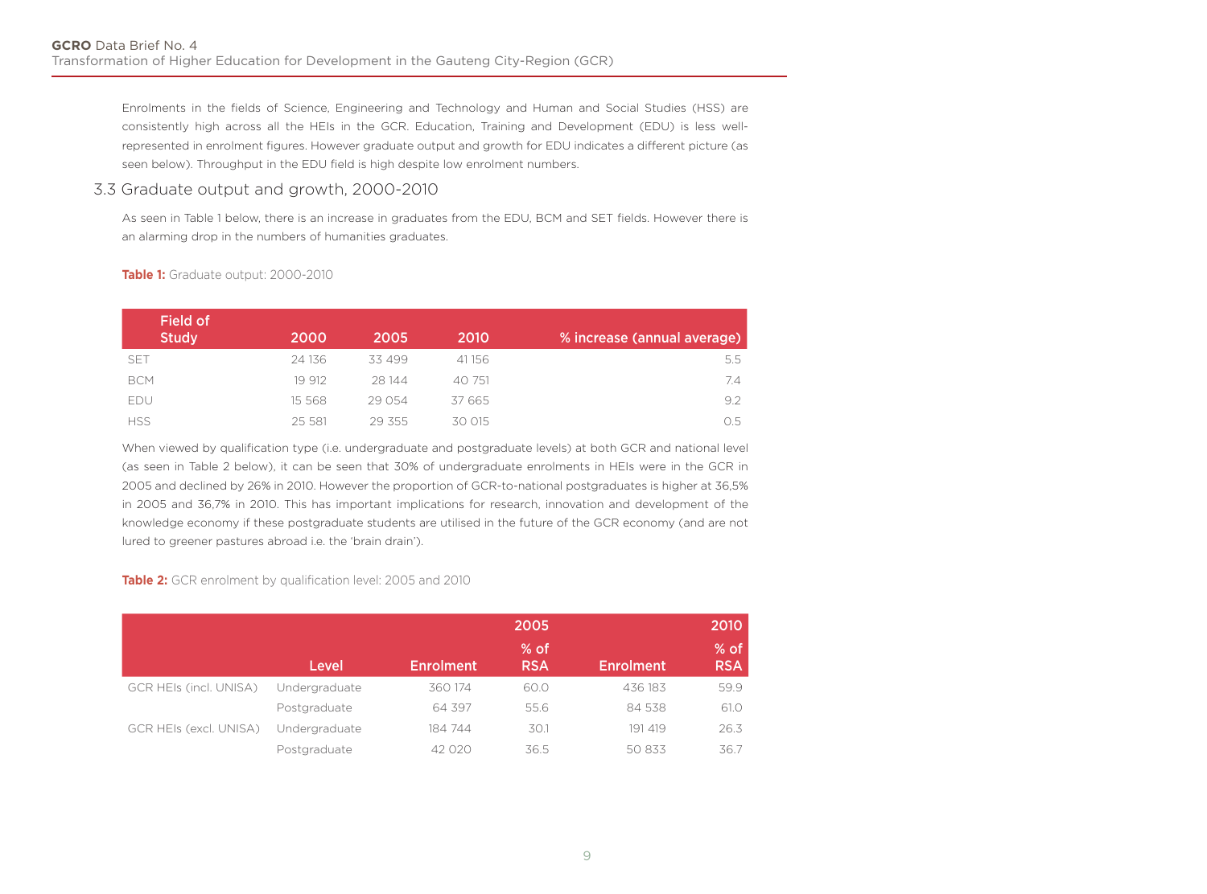Enrolments in the fields of Science, Engineering and Technology and Human and Social Studies (HSS) are consistently high across all the HEIs in the GCR. Education, Training and Development (EDU) is less well-represented in enrolment figures. However graduate output and growth for EDU indicates a different picture (as seen below). Throughput in the EDU field is high despite low enrolment numbers.

## 3.3 Graduate output and growth, 2000-2010

As seen in Table 1 below, there is an increase in graduates from the EDU, BCM and SET fields. However there is an alarming drop in the numbers of humanities graduates.

**Table 1:** Graduate output: 2000-2010

| Field of Study | 2000 | 2005 | 2010 | % increase (annual average) |
|---|---|---|---|---|
| SET | 24 136 | 33 499 | 41 156 | 5.5 |
| BCM | 19 912 | 28 144 | 40 751 | 7.4 |
| EDU | 15 568 | 29 054 | 37 665 | 9.2 |
| HSS | 25 581 | 29 355 | 30 015 | 0.5 |

When viewed by qualification type (i.e. undergraduate and postgraduate levels) at both GCR and national level (as seen in Table 2 below), it can be seen that 30% of undergraduate enrolments in HEIs were in the GCR in 2005 and declined by 26% in 2010. However the proportion of GCR-to-national postgraduates is higher at 36,5% in 2005 and 36,7% in 2010. This has important implications for research, innovation and development of the knowledge economy if these postgraduate students are utilised in the future of the GCR economy (and are not lured to greener pastures abroad i.e. the 'brain drain').

**Table 2:** GCR enrolment by qualification level: 2005 and 2010

| | | | 2005 | | 2010 |
|---|---|---|---|---|---|
| | Level | Enrolment | % of RSA | Enrolment | % of RSA |
| GCR HEIs (incl. UNISA) | Undergraduate | 360 174 | 60.0 | 436 183 | 59.9 |
| | Postgraduate | 64 397 | 55.6 | 84 538 | 61.0 |
| GCR HEIs (excl. UNISA) | Undergraduate | 184 744 | 30.1 | 191 419 | 26.3 |
| | Postgraduate | 42 020 | 36.5 | 50 833 | 36.7 |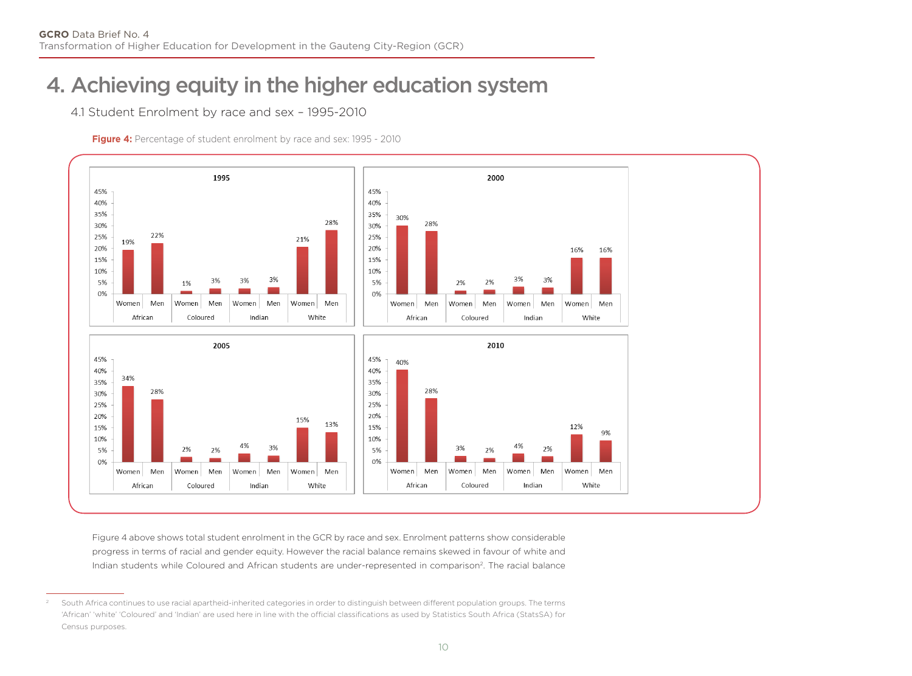# 4. Achieving equity in the higher education system

## 4.1 Student Enrolment by race and sex – 1995-2010

**Figure 4:** Percentage of student enrolment by race and sex: 1995 - 2010

| Year | African Women | African Men | Coloured Women | Coloured Men | Indian Women | Indian Men | White Women | White Men |
|---|---|---|---|---|---|---|---|---|
| 1995 | 19% | 22% | 1% | 3% | 3% | 3% | 21% | 28% |
| 2000 | 30% | 28% | 2% | 2% | 3% | 3% | 16% | 16% |
| 2005 | 34% | 28% | 2% | 2% | 4% | 3% | 15% | 13% |
| 2010 | 40% | 28% | 3% | 2% | 4% | 2% | 12% | 9% |

Figure 4 above shows total student enrolment in the GCR by race and sex. Enrolment patterns show considerable progress in terms of racial and gender equity. However the racial balance remains skewed in favour of white and Indian students while Coloured and African students are under-represented in comparison[2]. The racial balance

[2] South Africa continues to use racial apartheid-inherited categories in order to distinguish between different population groups. The terms 'African' 'white' 'Coloured' and 'Indian' are used here in line with the official classifications as used by Statistics South Africa (StatsSA) for Census purposes.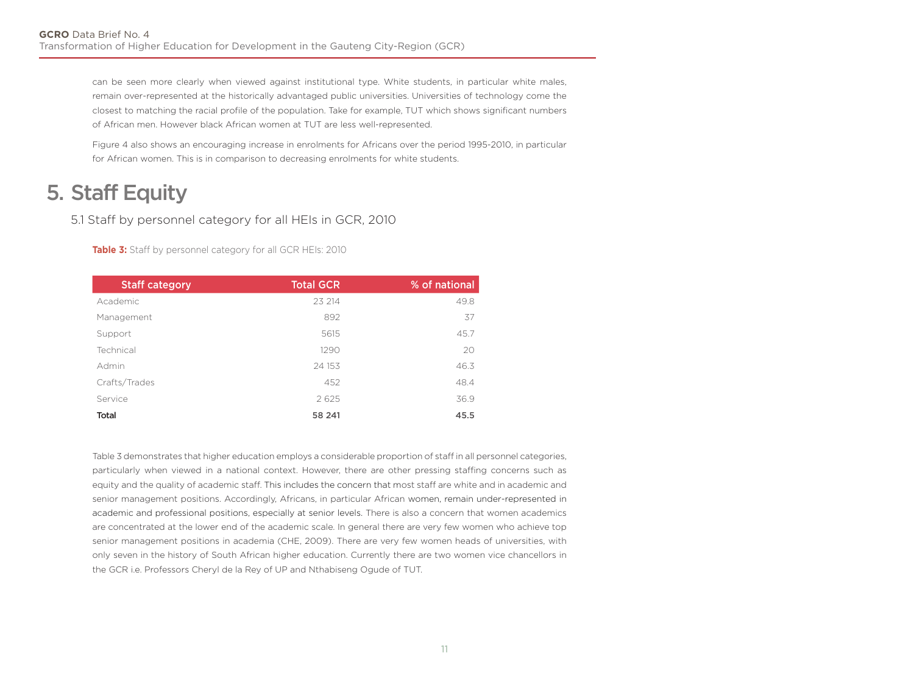can be seen more clearly when viewed against institutional type. White students, in particular white males, remain over-represented at the historically advantaged public universities. Universities of technology come the closest to matching the racial profile of the population. Take for example, TUT which shows significant numbers of African men. However black African women at TUT are less well-represented.

Figure 4 also shows an encouraging increase in enrolments for Africans over the period 1995-2010, in particular for African women. This is in comparison to decreasing enrolments for white students.

# 5. Staff Equity

## 5.1 Staff by personnel category for all HEIs in GCR, 2010

**Table 3:** Staff by personnel category for all GCR HEIs: 2010

| Staff category | Total GCR | % of national |
|---|---|---|
| Academic | 23 214 | 49.8 |
| Management | 892 | 37 |
| Support | 5615 | 45.7 |
| Technical | 1290 | 20 |
| Admin | 24 153 | 46.3 |
| Crafts/Trades | 452 | 48.4 |
| Service | 2 625 | 36.9 |
| **Total** | **58 241** | **45.5** |

Table 3 demonstrates that higher education employs a considerable proportion of staff in all personnel categories, particularly when viewed in a national context. However, there are other pressing staffing concerns such as equity and the quality of academic staff. This includes the concern that most staff are white and in academic and senior management positions. Accordingly, Africans, in particular African women, remain under-represented in academic and professional positions, especially at senior levels. There is also a concern that women academics are concentrated at the lower end of the academic scale. In general there are very few women who achieve top senior management positions in academia (CHE, 2009). There are very few women heads of universities, with only seven in the history of South African higher education. Currently there are two women vice chancellors in the GCR i.e. Professors Cheryl de la Rey of UP and Nthabiseng Ogude of TUT.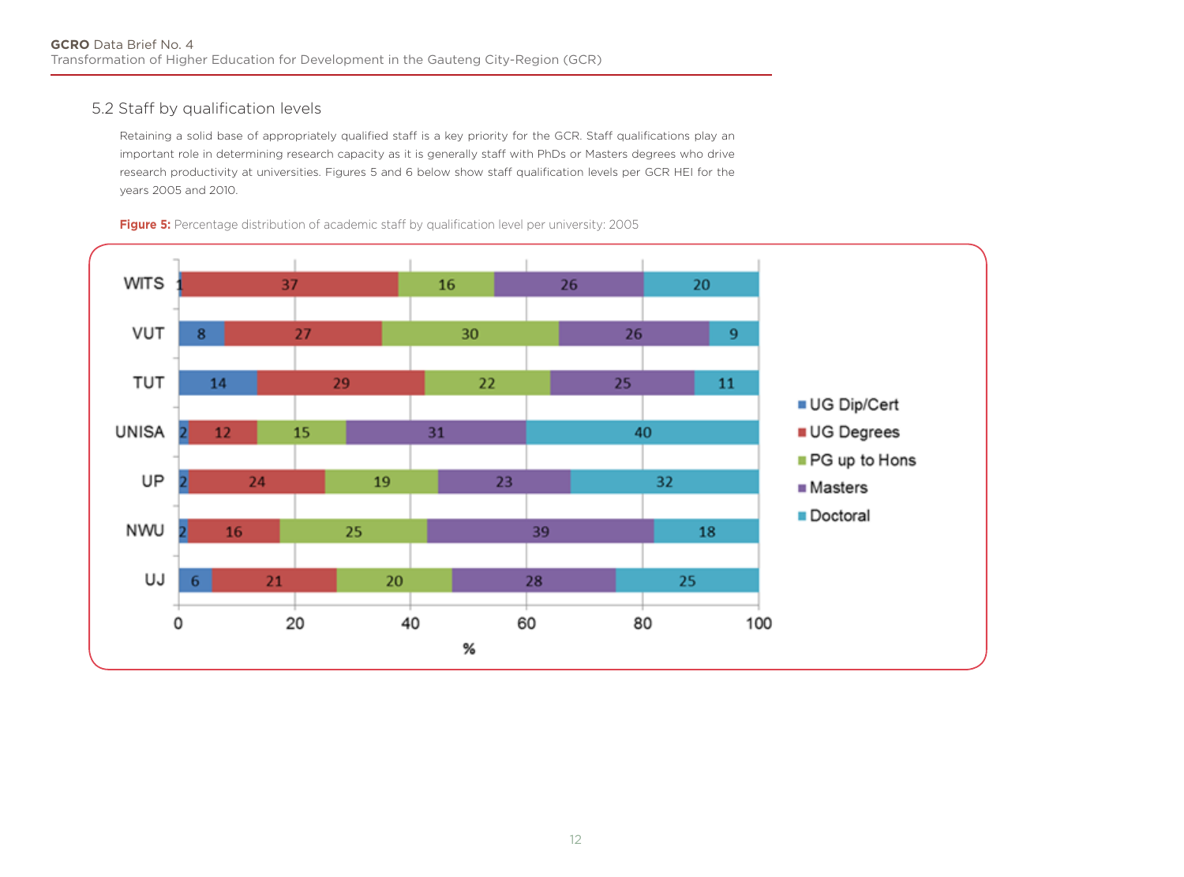## 5.2 Staff by qualification levels

Retaining a solid base of appropriately qualified staff is a key priority for the GCR. Staff qualifications play an important role in determining research capacity as it is generally staff with PhDs or Masters degrees who drive research productivity at universities. Figures 5 and 6 below show staff qualification levels per GCR HEI for the years 2005 and 2010.

**Figure 5:** Percentage distribution of academic staff by qualification level per university: 2005

| University | UG Dip/Cert | UG Degrees | PG up to Hons | Masters | Doctoral |
|---|---|---|---|---|---|
| WITS | 1 | 37 | 16 | 26 | 20 |
| VUT | 8 | 27 | 30 | 26 | 9 |
| TUT | 14 | 29 | 22 | 25 | 11 |
| UNISA | 2 | 12 | 15 | 31 | 40 |
| UP | 2 | 24 | 19 | 23 | 32 |
| NWU | 2 | 16 | 25 | 39 | 18 |
| UJ | 6 | 21 | 20 | 28 | 25 |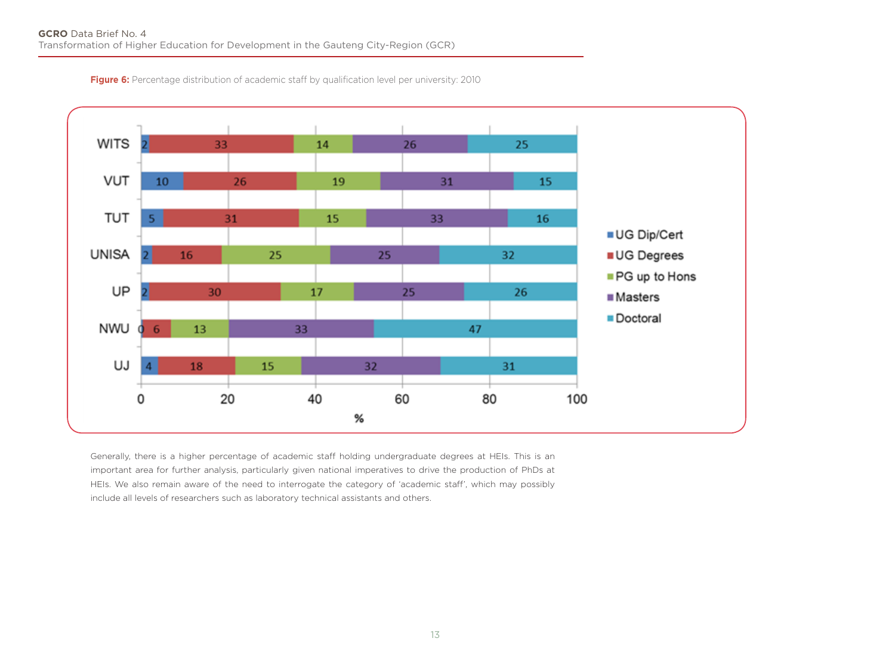**Figure 6:** Percentage distribution of academic staff by qualification level per university: 2010

| University | UG Dip/Cert | UG Degrees | PG up to Hons | Masters | Doctoral |
|---|---|---|---|---|---|
| WITS | 2 | 33 | 14 | 26 | 25 |
| VUT | 10 | 26 | 19 | 31 | 15 |
| TUT | 5 | 31 | 15 | 33 | 16 |
| UNISA | 2 | 16 | 25 | 25 | 32 |
| UP | 2 | 30 | 17 | 25 | 26 |
| NWU | 0 | 6 | 13 | 33 | 47 |
| UJ | 4 | 18 | 15 | 32 | 31 |

Generally, there is a higher percentage of academic staff holding undergraduate degrees at HEIs. This is an important area for further analysis, particularly given national imperatives to drive the production of PhDs at HEIs. We also remain aware of the need to interrogate the category of 'academic staff', which may possibly include all levels of researchers such as laboratory technical assistants and others.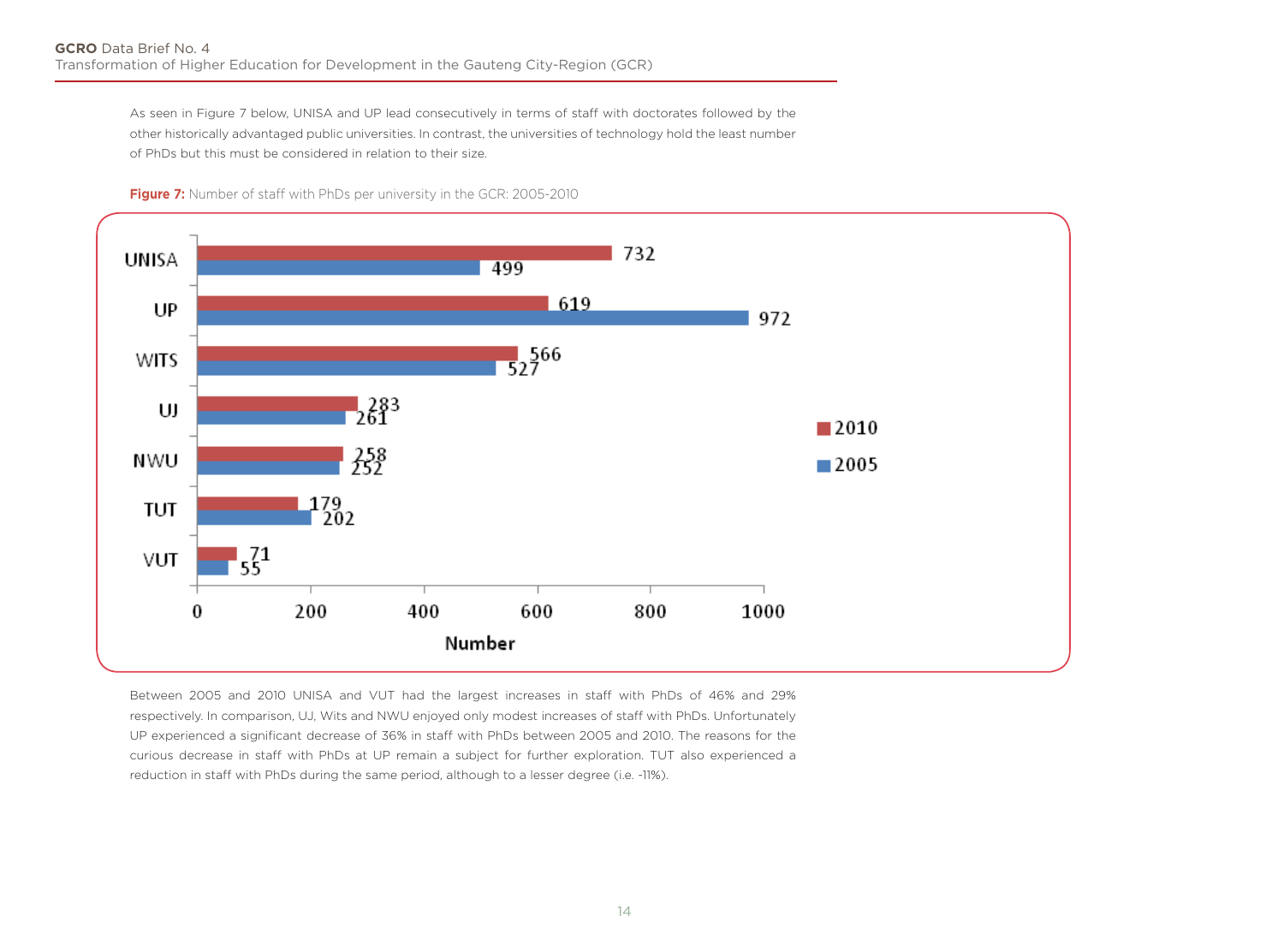As seen in Figure 7 below, UNISA and UP lead consecutively in terms of staff with doctorates followed by the other historically advantaged public universities. In contrast, the universities of technology hold the least number of PhDs but this must be considered in relation to their size.

**Figure 7:** Number of staff with PhDs per university in the GCR: 2005-2010

| University | 2010 | 2005 |
|---|---|---|
| UNISA | 732 | 499 |
| UP | 619 | 972 |
| WITS | 566 | 527 |
| UJ | 283 | 261 |
| NWU | 258 | 252 |
| TUT | 179 | 202 |
| VUT | 71 | 55 |

Between 2005 and 2010 UNISA and VUT had the largest increases in staff with PhDs of 46% and 29% respectively. In comparison, UJ, Wits and NWU enjoyed only modest increases of staff with PhDs. Unfortunately UP experienced a significant decrease of 36% in staff with PhDs between 2005 and 2010. The reasons for the curious decrease in staff with PhDs at UP remain a subject for further exploration. TUT also experienced a reduction in staff with PhDs during the same period, although to a lesser degree (i.e. -11%).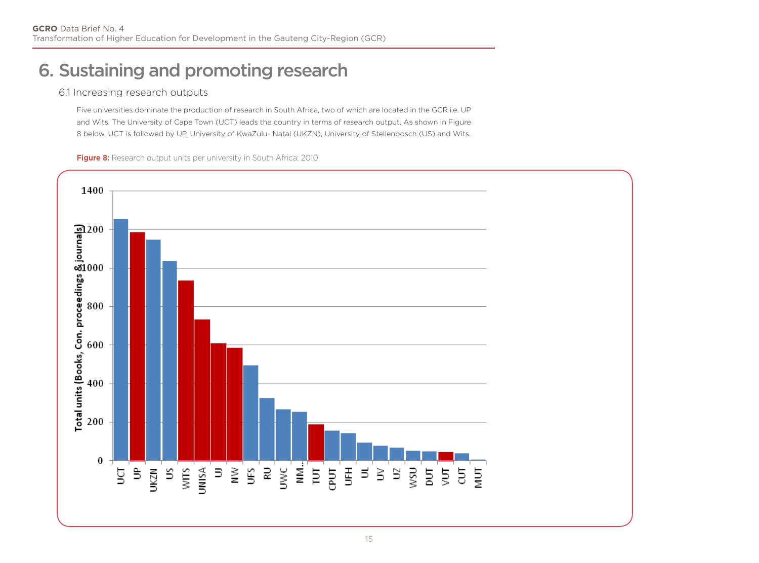# 6. Sustaining and promoting research

## 6.1 Increasing research outputs

Five universities dominate the production of research in South Africa, two of which are located in the GCR i.e. UP and Wits. The University of Cape Town (UCT) leads the country in terms of research output. As shown in Figure 8 below, UCT is followed by UP, University of KwaZulu- Natal (UKZN), University of Stellenbosch (US) and Wits.

**Figure 8:** Research output units per university in South Africa: 2010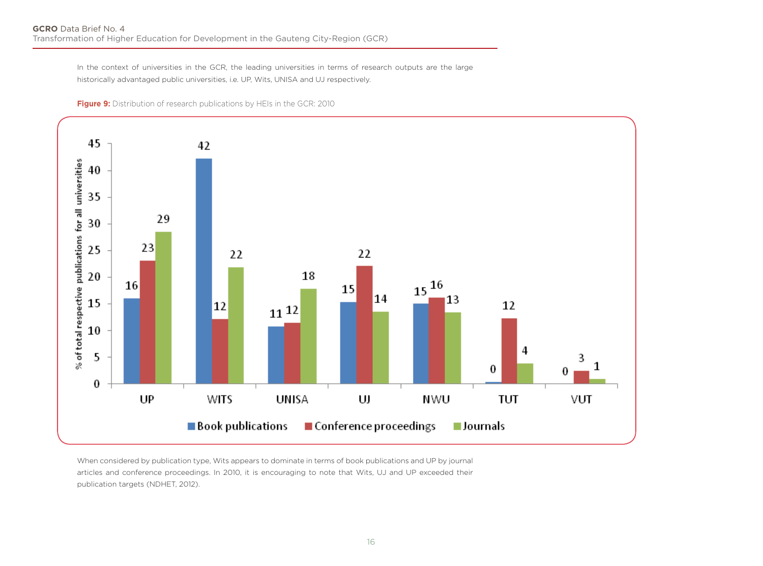In the context of universities in the GCR, the leading universities in terms of research outputs are the large historically advantaged public universities, i.e. UP, Wits, UNISA and UJ respectively.

**Figure 9:** Distribution of research publications by HEIs in the GCR: 2010

| | Book publications | Conference proceedings | Journals |
|---|---|---|---|
| UP | 16 | 23 | 29 |
| WITS | 42 | 12 | 22 |
| UNISA | 11 | 12 | 18 |
| UJ | 15 | 22 | 14 |
| NWU | 15 | 16 | 13 |
| TUT | 0 | 12 | 4 |
| VUT | 0 | 3 | 1 |

*% of total respective publications for all universities*

When considered by publication type, Wits appears to dominate in terms of book publications and UP by journal articles and conference proceedings. In 2010, it is encouraging to note that Wits, UJ and UP exceeded their publication targets (NDHET, 2012).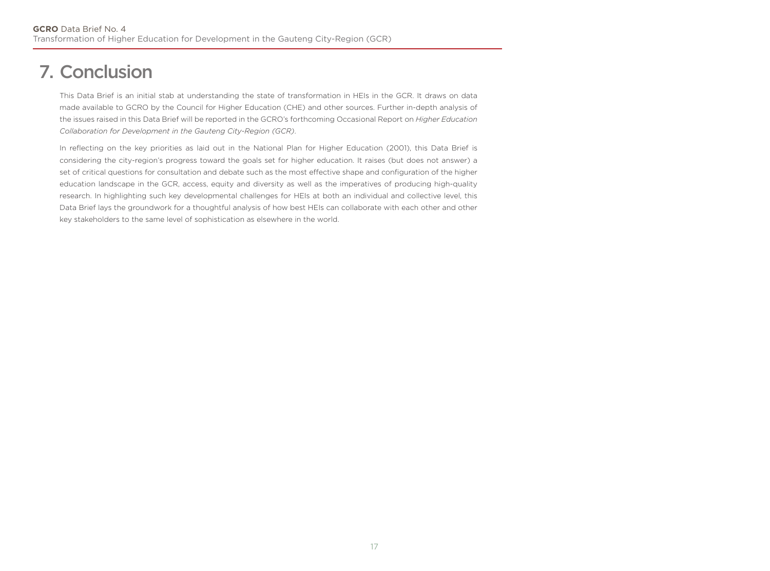# 7. Conclusion

This Data Brief is an initial stab at understanding the state of transformation in HEIs in the GCR. It draws on data made available to GCRO by the Council for Higher Education (CHE) and other sources. Further in-depth analysis of the issues raised in this Data Brief will be reported in the GCRO's forthcoming Occasional Report on *Higher Education Collaboration for Development in the Gauteng City-Region (GCR)*.

In reflecting on the key priorities as laid out in the National Plan for Higher Education (2001), this Data Brief is considering the city-region's progress toward the goals set for higher education. It raises (but does not answer) a set of critical questions for consultation and debate such as the most effective shape and configuration of the higher education landscape in the GCR, access, equity and diversity as well as the imperatives of producing high-quality research. In highlighting such key developmental challenges for HEIs at both an individual and collective level, this Data Brief lays the groundwork for a thoughtful analysis of how best HEIs can collaborate with each other and other key stakeholders to the same level of sophistication as elsewhere in the world.